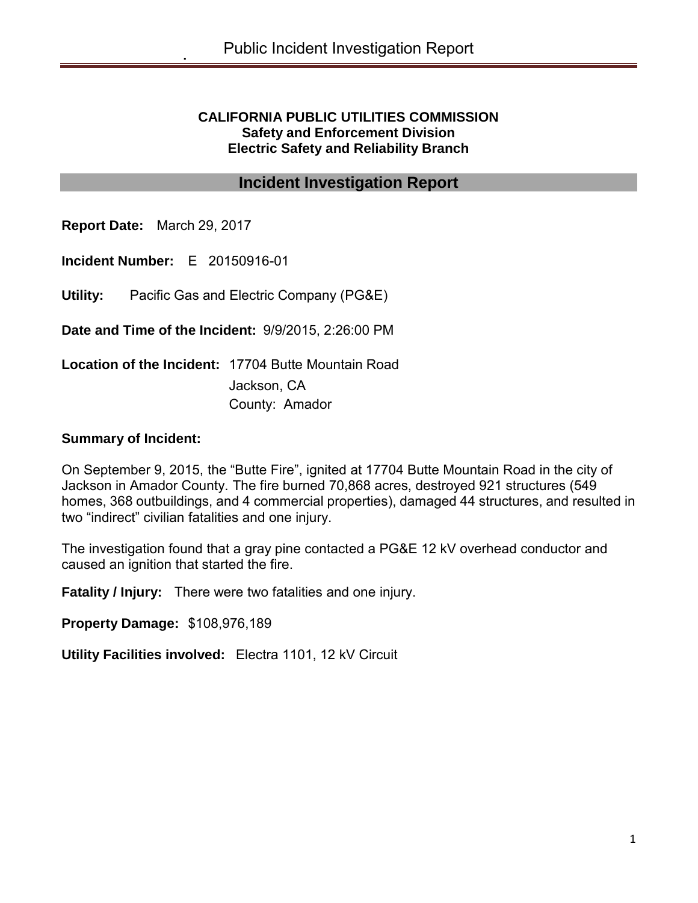**CALIFORNIA PUBLIC UTILITIES COMMISSION**
**Safety and Enforcement Division**
**Electric Safety and Reliability Branch**

# Incident Investigation Report

**Report Date:** March 29, 2017

**Incident Number:** E 20150916-01

**Utility:** Pacific Gas and Electric Company (PG&E)

**Date and Time of the Incident:** 9/9/2015, 2:26:00 PM

**Location of the Incident:** 17704 Butte Mountain Road
Jackson, CA
County: Amador

**Summary of Incident:**

On September 9, 2015, the "Butte Fire", ignited at 17704 Butte Mountain Road in the city of Jackson in Amador County. The fire burned 70,868 acres, destroyed 921 structures (549 homes, 368 outbuildings, and 4 commercial properties), damaged 44 structures, and resulted in two "indirect" civilian fatalities and one injury.

The investigation found that a gray pine contacted a PG&E 12 kV overhead conductor and caused an ignition that started the fire.

**Fatality / Injury:** There were two fatalities and one injury.

**Property Damage:** $108,976,189

**Utility Facilities involved:** Electra 1101, 12 kV Circuit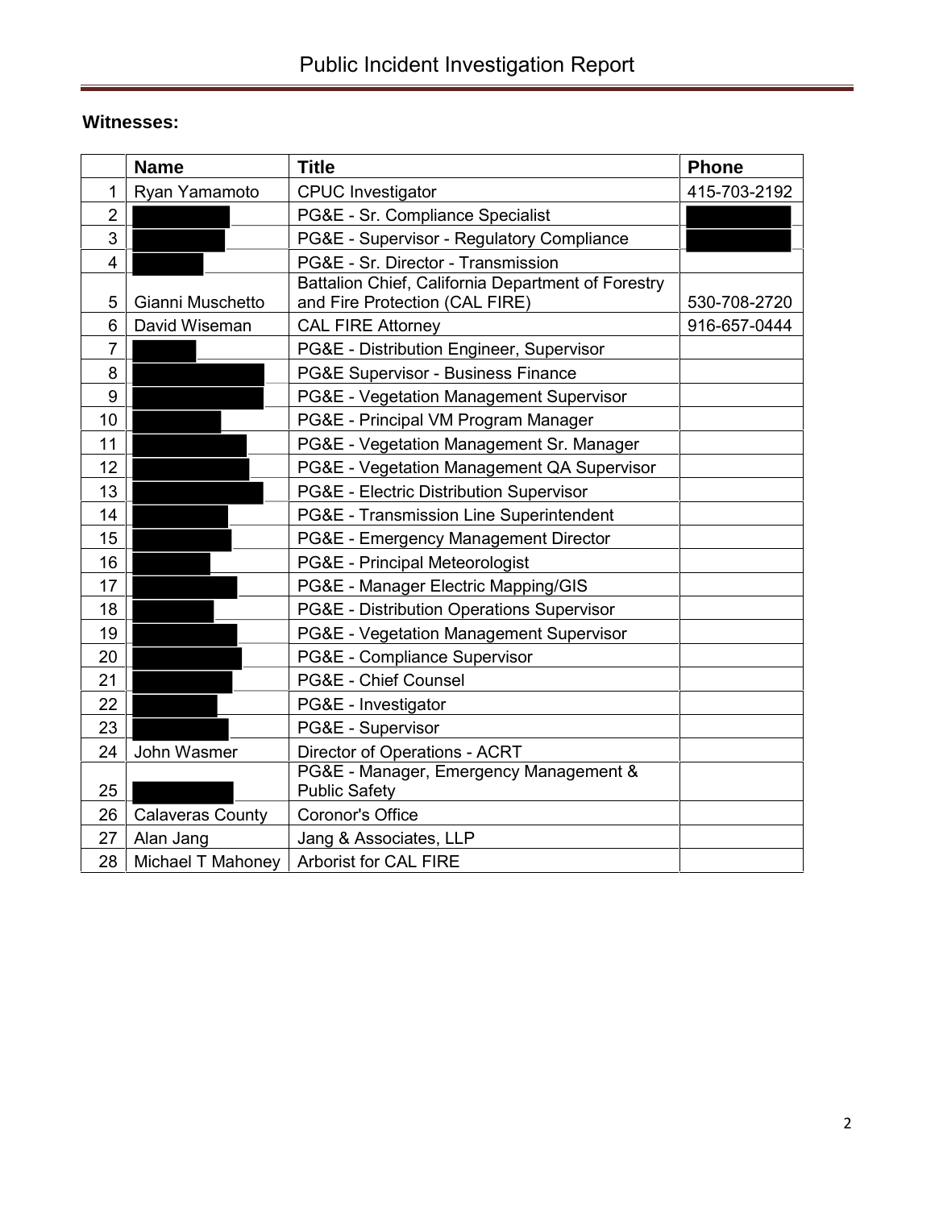**Witnesses:**

| | Name | Title | Phone |
|---|---|---|---|
| 1 | Ryan Yamamoto | CPUC Investigator | 415-703-2192 |
| 2 | | PG&E - Sr. Compliance Specialist | |
| 3 | | PG&E - Supervisor - Regulatory Compliance | |
| 4 | | PG&E - Sr. Director - Transmission | |
| 5 | Gianni Muschetto | Battalion Chief, California Department of Forestry and Fire Protection (CAL FIRE) | 530-708-2720 |
| 6 | David Wiseman | CAL FIRE Attorney | 916-657-0444 |
| 7 | | PG&E - Distribution Engineer, Supervisor | |
| 8 | | PG&E Supervisor - Business Finance | |
| 9 | | PG&E - Vegetation Management Supervisor | |
| 10 | | PG&E - Principal VM Program Manager | |
| 11 | | PG&E - Vegetation Management Sr. Manager | |
| 12 | | PG&E - Vegetation Management QA Supervisor | |
| 13 | | PG&E - Electric Distribution Supervisor | |
| 14 | | PG&E - Transmission Line Superintendent | |
| 15 | | PG&E - Emergency Management Director | |
| 16 | | PG&E - Principal Meteorologist | |
| 17 | | PG&E - Manager Electric Mapping/GIS | |
| 18 | | PG&E - Distribution Operations Supervisor | |
| 19 | | PG&E - Vegetation Management Supervisor | |
| 20 | | PG&E - Compliance Supervisor | |
| 21 | | PG&E - Chief Counsel | |
| 22 | | PG&E - Investigator | |
| 23 | | PG&E - Supervisor | |
| 24 | John Wasmer | Director of Operations - ACRT | |
| 25 | | PG&E - Manager, Emergency Management & Public Safety | |
| 26 | Calaveras County | Coronor's Office | |
| 27 | Alan Jang | Jang & Associates, LLP | |
| 28 | Michael T Mahoney | Arborist for CAL FIRE | |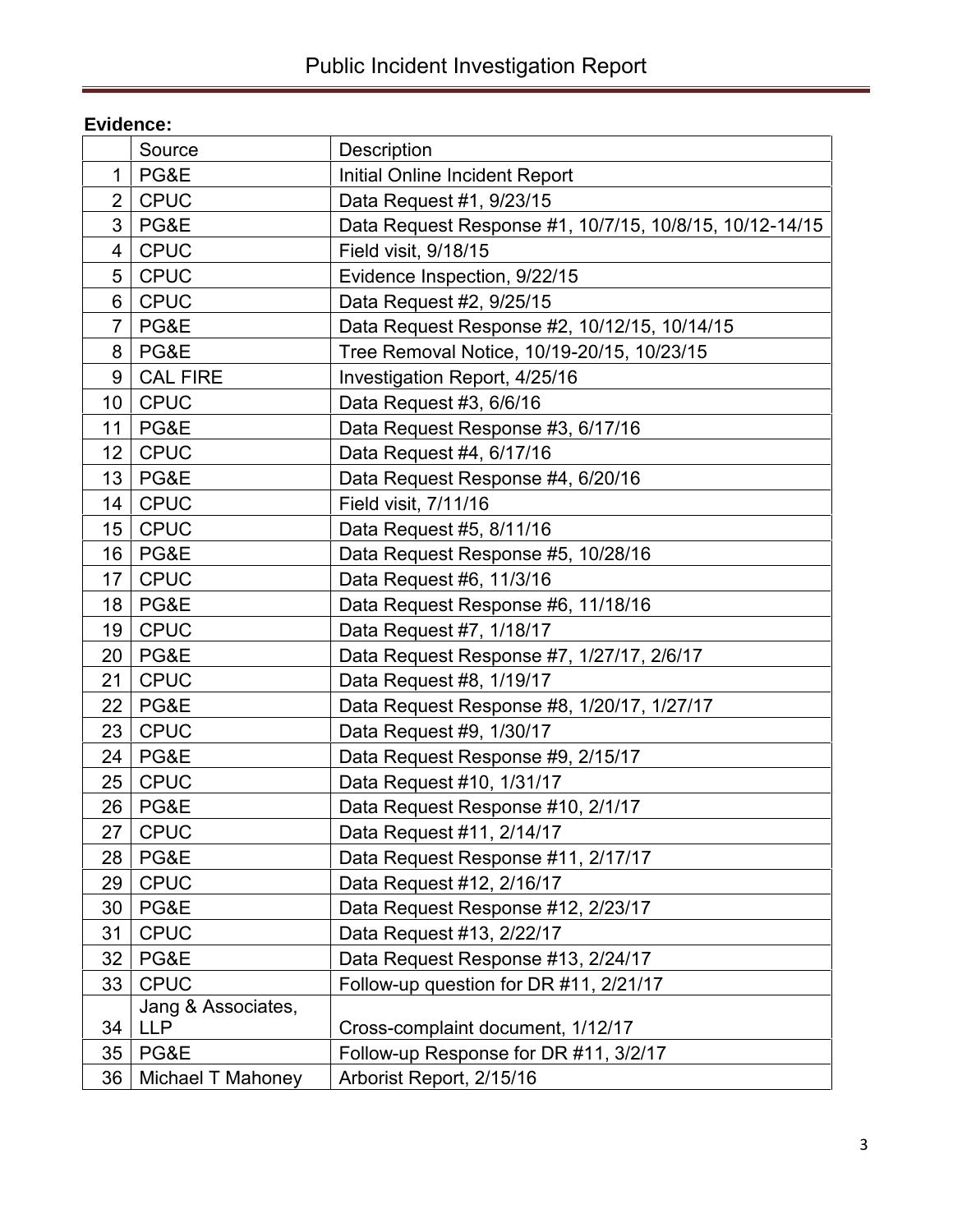**Evidence:**

| | Source | Description |
|---|---|---|
| 1 | PG&E | Initial Online Incident Report |
| 2 | CPUC | Data Request #1, 9/23/15 |
| 3 | PG&E | Data Request Response #1, 10/7/15, 10/8/15, 10/12-14/15 |
| 4 | CPUC | Field visit, 9/18/15 |
| 5 | CPUC | Evidence Inspection, 9/22/15 |
| 6 | CPUC | Data Request #2, 9/25/15 |
| 7 | PG&E | Data Request Response #2, 10/12/15, 10/14/15 |
| 8 | PG&E | Tree Removal Notice, 10/19-20/15, 10/23/15 |
| 9 | CAL FIRE | Investigation Report, 4/25/16 |
| 10 | CPUC | Data Request #3, 6/6/16 |
| 11 | PG&E | Data Request Response #3, 6/17/16 |
| 12 | CPUC | Data Request #4, 6/17/16 |
| 13 | PG&E | Data Request Response #4, 6/20/16 |
| 14 | CPUC | Field visit, 7/11/16 |
| 15 | CPUC | Data Request #5, 8/11/16 |
| 16 | PG&E | Data Request Response #5, 10/28/16 |
| 17 | CPUC | Data Request #6, 11/3/16 |
| 18 | PG&E | Data Request Response #6, 11/18/16 |
| 19 | CPUC | Data Request #7, 1/18/17 |
| 20 | PG&E | Data Request Response #7, 1/27/17, 2/6/17 |
| 21 | CPUC | Data Request #8, 1/19/17 |
| 22 | PG&E | Data Request Response #8, 1/20/17, 1/27/17 |
| 23 | CPUC | Data Request #9, 1/30/17 |
| 24 | PG&E | Data Request Response #9, 2/15/17 |
| 25 | CPUC | Data Request #10, 1/31/17 |
| 26 | PG&E | Data Request Response #10, 2/1/17 |
| 27 | CPUC | Data Request #11, 2/14/17 |
| 28 | PG&E | Data Request Response #11, 2/17/17 |
| 29 | CPUC | Data Request #12, 2/16/17 |
| 30 | PG&E | Data Request Response #12, 2/23/17 |
| 31 | CPUC | Data Request #13, 2/22/17 |
| 32 | PG&E | Data Request Response #13, 2/24/17 |
| 33 | CPUC | Follow-up question for DR #11, 2/21/17 |
| 34 | Jang & Associates, LLP | Cross-complaint document, 1/12/17 |
| 35 | PG&E | Follow-up Response for DR #11, 3/2/17 |
| 36 | Michael T Mahoney | Arborist Report, 2/15/16 |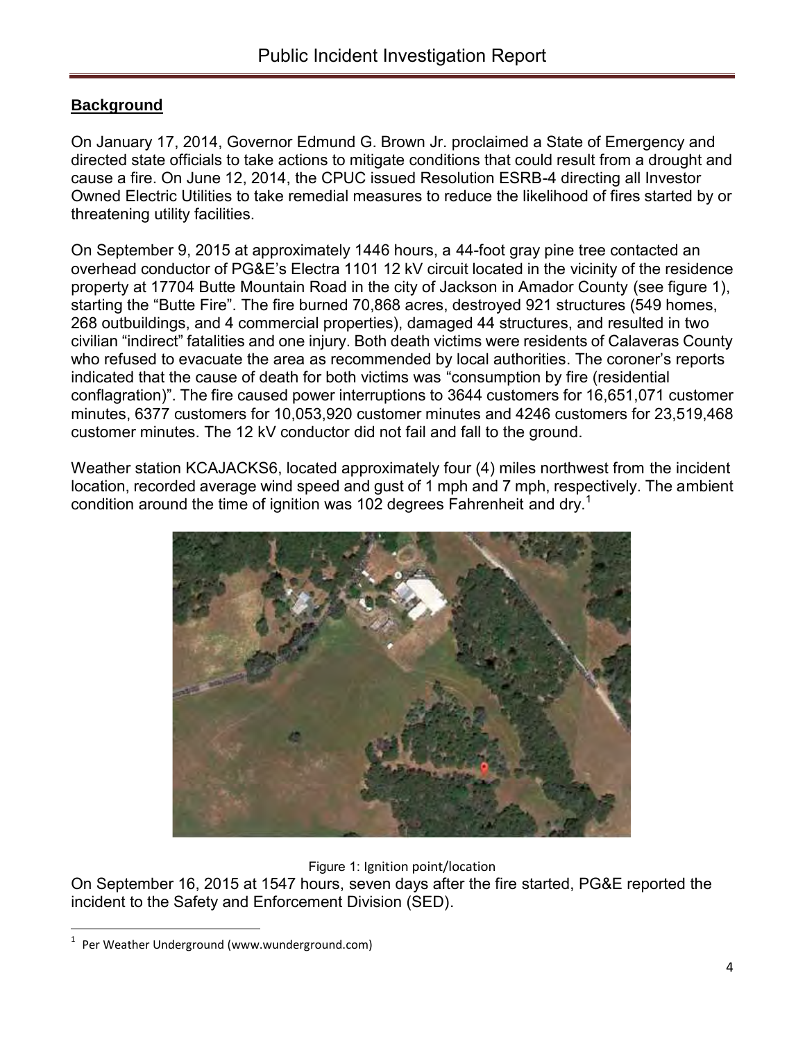## **Background**

On January 17, 2014, Governor Edmund G. Brown Jr. proclaimed a State of Emergency and directed state officials to take actions to mitigate conditions that could result from a drought and cause a fire. On June 12, 2014, the CPUC issued Resolution ESRB-4 directing all Investor Owned Electric Utilities to take remedial measures to reduce the likelihood of fires started by or threatening utility facilities.

On September 9, 2015 at approximately 1446 hours, a 44-foot gray pine tree contacted an overhead conductor of PG&E's Electra 1101 12 kV circuit located in the vicinity of the residence property at 17704 Butte Mountain Road in the city of Jackson in Amador County (see figure 1), starting the "Butte Fire". The fire burned 70,868 acres, destroyed 921 structures (549 homes, 268 outbuildings, and 4 commercial properties), damaged 44 structures, and resulted in two civilian "indirect" fatalities and one injury. Both death victims were residents of Calaveras County who refused to evacuate the area as recommended by local authorities. The coroner's reports indicated that the cause of death for both victims was "consumption by fire (residential conflagration)". The fire caused power interruptions to 3644 customers for 16,651,071 customer minutes, 6377 customers for 10,053,920 customer minutes and 4246 customers for 23,519,468 customer minutes. The 12 kV conductor did not fail and fall to the ground.

Weather station KCAJACKS6, located approximately four (4) miles northwest from the incident location, recorded average wind speed and gust of 1 mph and 7 mph, respectively. The ambient condition around the time of ignition was 102 degrees Fahrenheit and dry.[1]

Figure 1: Ignition point/location

On September 16, 2015 at 1547 hours, seven days after the fire started, PG&E reported the incident to the Safety and Enforcement Division (SED).

[1] Per Weather Underground (www.wunderground.com)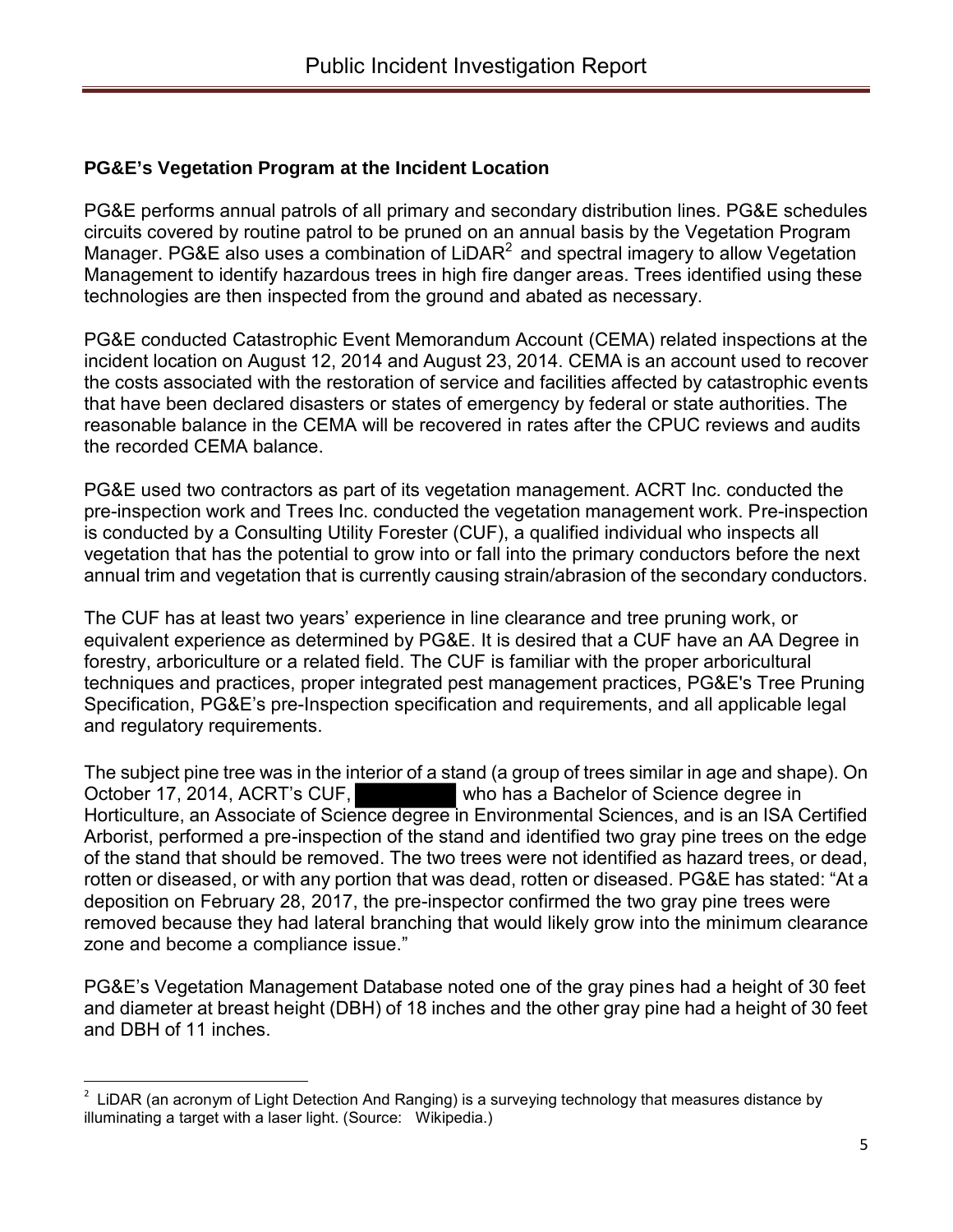**PG&E's Vegetation Program at the Incident Location**

PG&E performs annual patrols of all primary and secondary distribution lines. PG&E schedules circuits covered by routine patrol to be pruned on an annual basis by the Vegetation Program Manager. PG&E also uses a combination of LiDAR[2] and spectral imagery to allow Vegetation Management to identify hazardous trees in high fire danger areas. Trees identified using these technologies are then inspected from the ground and abated as necessary.

PG&E conducted Catastrophic Event Memorandum Account (CEMA) related inspections at the incident location on August 12, 2014 and August 23, 2014. CEMA is an account used to recover the costs associated with the restoration of service and facilities affected by catastrophic events that have been declared disasters or states of emergency by federal or state authorities. The reasonable balance in the CEMA will be recovered in rates after the CPUC reviews and audits the recorded CEMA balance.

PG&E used two contractors as part of its vegetation management. ACRT Inc. conducted the pre-inspection work and Trees Inc. conducted the vegetation management work. Pre-inspection is conducted by a Consulting Utility Forester (CUF), a qualified individual who inspects all vegetation that has the potential to grow into or fall into the primary conductors before the next annual trim and vegetation that is currently causing strain/abrasion of the secondary conductors.

The CUF has at least two years' experience in line clearance and tree pruning work, or equivalent experience as determined by PG&E. It is desired that a CUF have an AA Degree in forestry, arboriculture or a related field. The CUF is familiar with the proper arboricultural techniques and practices, proper integrated pest management practices, PG&E's Tree Pruning Specification, PG&E's pre-Inspection specification and requirements, and all applicable legal and regulatory requirements.

The subject pine tree was in the interior of a stand (a group of trees similar in age and shape). On October 17, 2014, ACRT's CUF, ████████ who has a Bachelor of Science degree in Horticulture, an Associate of Science degree in Environmental Sciences, and is an ISA Certified Arborist, performed a pre-inspection of the stand and identified two gray pine trees on the edge of the stand that should be removed. The two trees were not identified as hazard trees, or dead, rotten or diseased, or with any portion that was dead, rotten or diseased. PG&E has stated: "At a deposition on February 28, 2017, the pre-inspector confirmed the two gray pine trees were removed because they had lateral branching that would likely grow into the minimum clearance zone and become a compliance issue."

PG&E's Vegetation Management Database noted one of the gray pines had a height of 30 feet and diameter at breast height (DBH) of 18 inches and the other gray pine had a height of 30 feet and DBH of 11 inches.

---

[2] LiDAR (an acronym of Light Detection And Ranging) is a surveying technology that measures distance by illuminating a target with a laser light. (Source: Wikipedia.)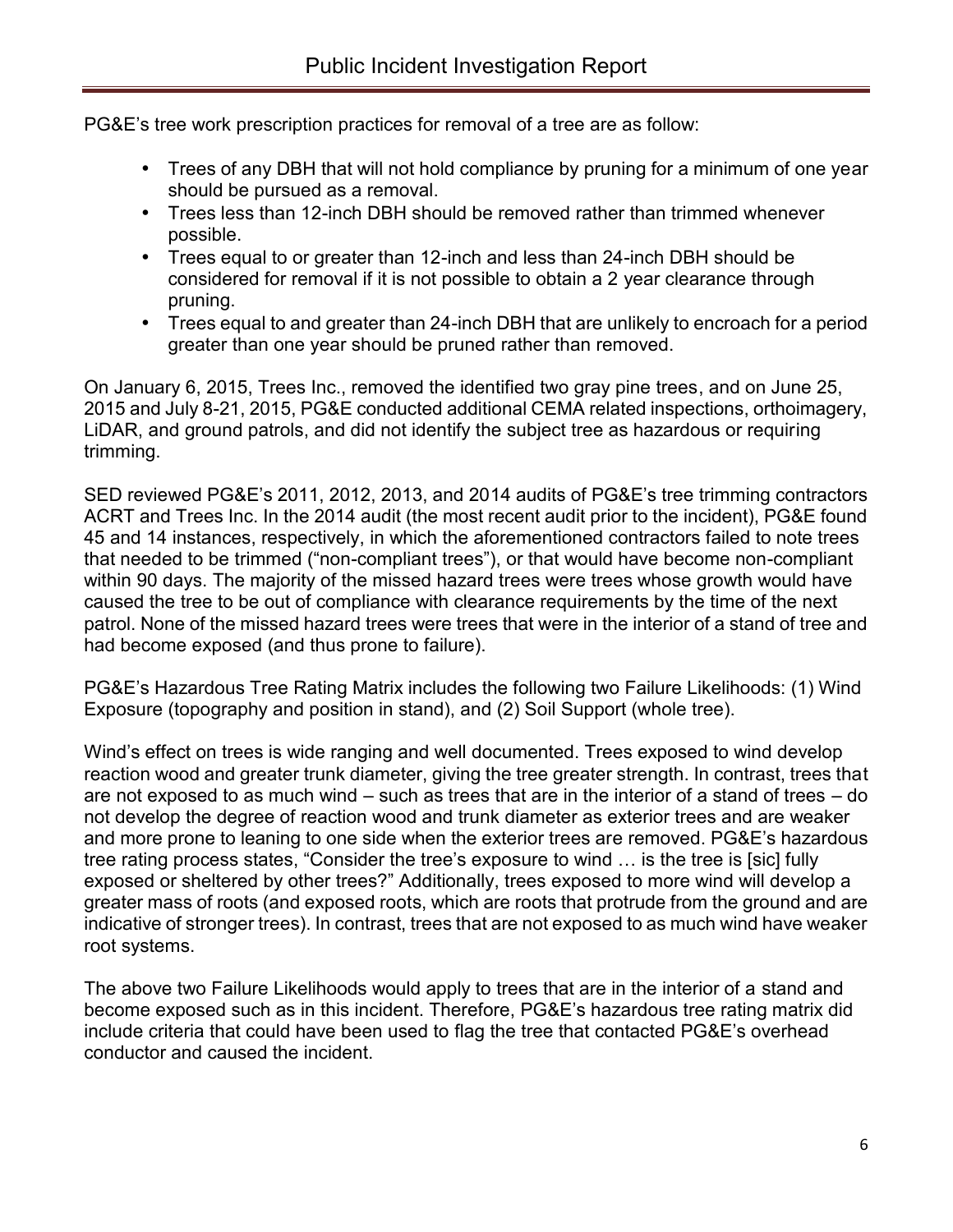PG&E's tree work prescription practices for removal of a tree are as follow:

- Trees of any DBH that will not hold compliance by pruning for a minimum of one year should be pursued as a removal.
- Trees less than 12-inch DBH should be removed rather than trimmed whenever possible.
- Trees equal to or greater than 12-inch and less than 24-inch DBH should be considered for removal if it is not possible to obtain a 2 year clearance through pruning.
- Trees equal to and greater than 24-inch DBH that are unlikely to encroach for a period greater than one year should be pruned rather than removed.

On January 6, 2015, Trees Inc., removed the identified two gray pine trees, and on June 25, 2015 and July 8-21, 2015, PG&E conducted additional CEMA related inspections, orthoimagery, LiDAR, and ground patrols, and did not identify the subject tree as hazardous or requiring trimming.

SED reviewed PG&E's 2011, 2012, 2013, and 2014 audits of PG&E's tree trimming contractors ACRT and Trees Inc. In the 2014 audit (the most recent audit prior to the incident), PG&E found 45 and 14 instances, respectively, in which the aforementioned contractors failed to note trees that needed to be trimmed ("non-compliant trees"), or that would have become non-compliant within 90 days. The majority of the missed hazard trees were trees whose growth would have caused the tree to be out of compliance with clearance requirements by the time of the next patrol. None of the missed hazard trees were trees that were in the interior of a stand of tree and had become exposed (and thus prone to failure).

PG&E's Hazardous Tree Rating Matrix includes the following two Failure Likelihoods: (1) Wind Exposure (topography and position in stand), and (2) Soil Support (whole tree).

Wind's effect on trees is wide ranging and well documented. Trees exposed to wind develop reaction wood and greater trunk diameter, giving the tree greater strength. In contrast, trees that are not exposed to as much wind – such as trees that are in the interior of a stand of trees – do not develop the degree of reaction wood and trunk diameter as exterior trees and are weaker and more prone to leaning to one side when the exterior trees are removed. PG&E's hazardous tree rating process states, "Consider the tree's exposure to wind … is the tree is [sic] fully exposed or sheltered by other trees?" Additionally, trees exposed to more wind will develop a greater mass of roots (and exposed roots, which are roots that protrude from the ground and are indicative of stronger trees). In contrast, trees that are not exposed to as much wind have weaker root systems.

The above two Failure Likelihoods would apply to trees that are in the interior of a stand and become exposed such as in this incident. Therefore, PG&E's hazardous tree rating matrix did include criteria that could have been used to flag the tree that contacted PG&E's overhead conductor and caused the incident.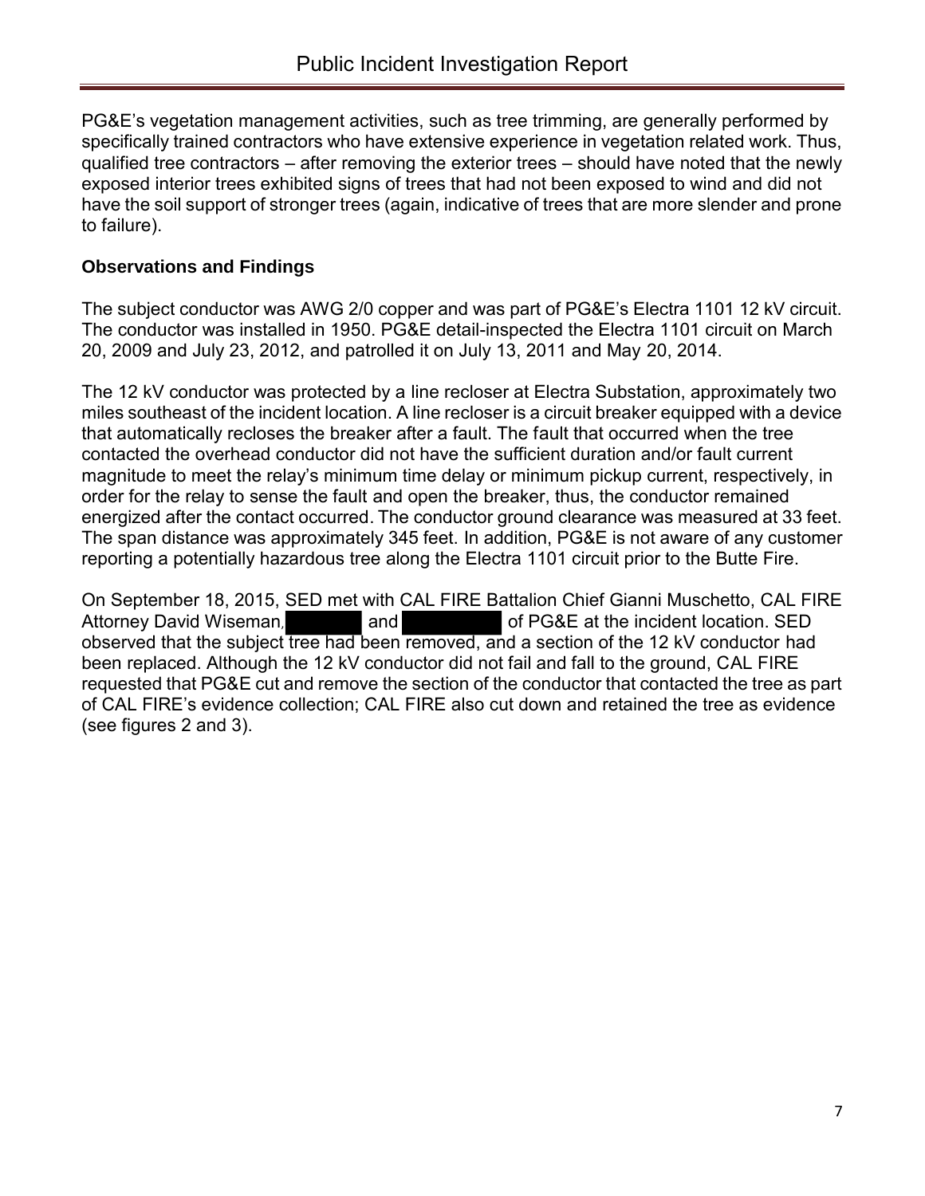PG&E's vegetation management activities, such as tree trimming, are generally performed by specifically trained contractors who have extensive experience in vegetation related work. Thus, qualified tree contractors – after removing the exterior trees – should have noted that the newly exposed interior trees exhibited signs of trees that had not been exposed to wind and did not have the soil support of stronger trees (again, indicative of trees that are more slender and prone to failure).

### Observations and Findings

The subject conductor was AWG 2/0 copper and was part of PG&E's Electra 1101 12 kV circuit. The conductor was installed in 1950. PG&E detail-inspected the Electra 1101 circuit on March 20, 2009 and July 23, 2012, and patrolled it on July 13, 2011 and May 20, 2014.

The 12 kV conductor was protected by a line recloser at Electra Substation, approximately two miles southeast of the incident location. A line recloser is a circuit breaker equipped with a device that automatically recloses the breaker after a fault. The fault that occurred when the tree contacted the overhead conductor did not have the sufficient duration and/or fault current magnitude to meet the relay's minimum time delay or minimum pickup current, respectively, in order for the relay to sense the fault and open the breaker, thus, the conductor remained energized after the contact occurred. The conductor ground clearance was measured at 33 feet. The span distance was approximately 345 feet. In addition, PG&E is not aware of any customer reporting a potentially hazardous tree along the Electra 1101 circuit prior to the Butte Fire.

On September 18, 2015, SED met with CAL FIRE Battalion Chief Gianni Muschetto, CAL FIRE Attorney David Wiseman, [REDACTED] and [REDACTED] of PG&E at the incident location. SED observed that the subject tree had been removed, and a section of the 12 kV conductor had been replaced. Although the 12 kV conductor did not fail and fall to the ground, CAL FIRE requested that PG&E cut and remove the section of the conductor that contacted the tree as part of CAL FIRE's evidence collection; CAL FIRE also cut down and retained the tree as evidence (see figures 2 and 3).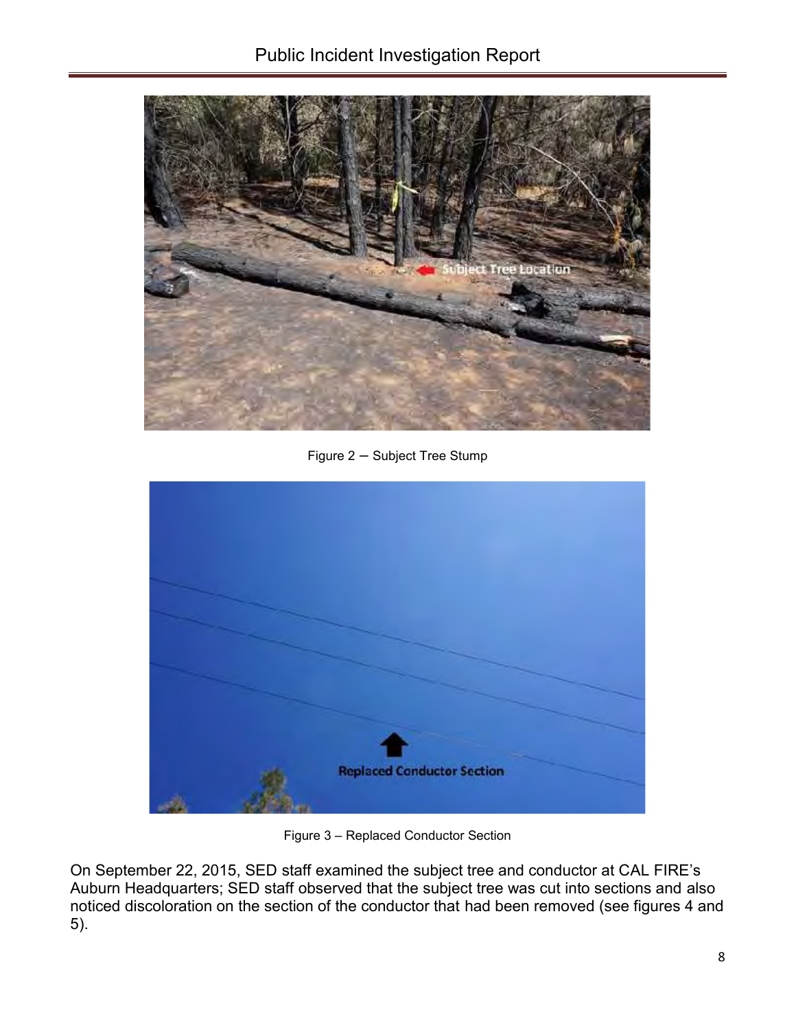Figure 2 — Subject Tree Stump

Figure 3 – Replaced Conductor Section

On September 22, 2015, SED staff examined the subject tree and conductor at CAL FIRE's Auburn Headquarters; SED staff observed that the subject tree was cut into sections and also noticed discoloration on the section of the conductor that had been removed (see figures 4 and 5).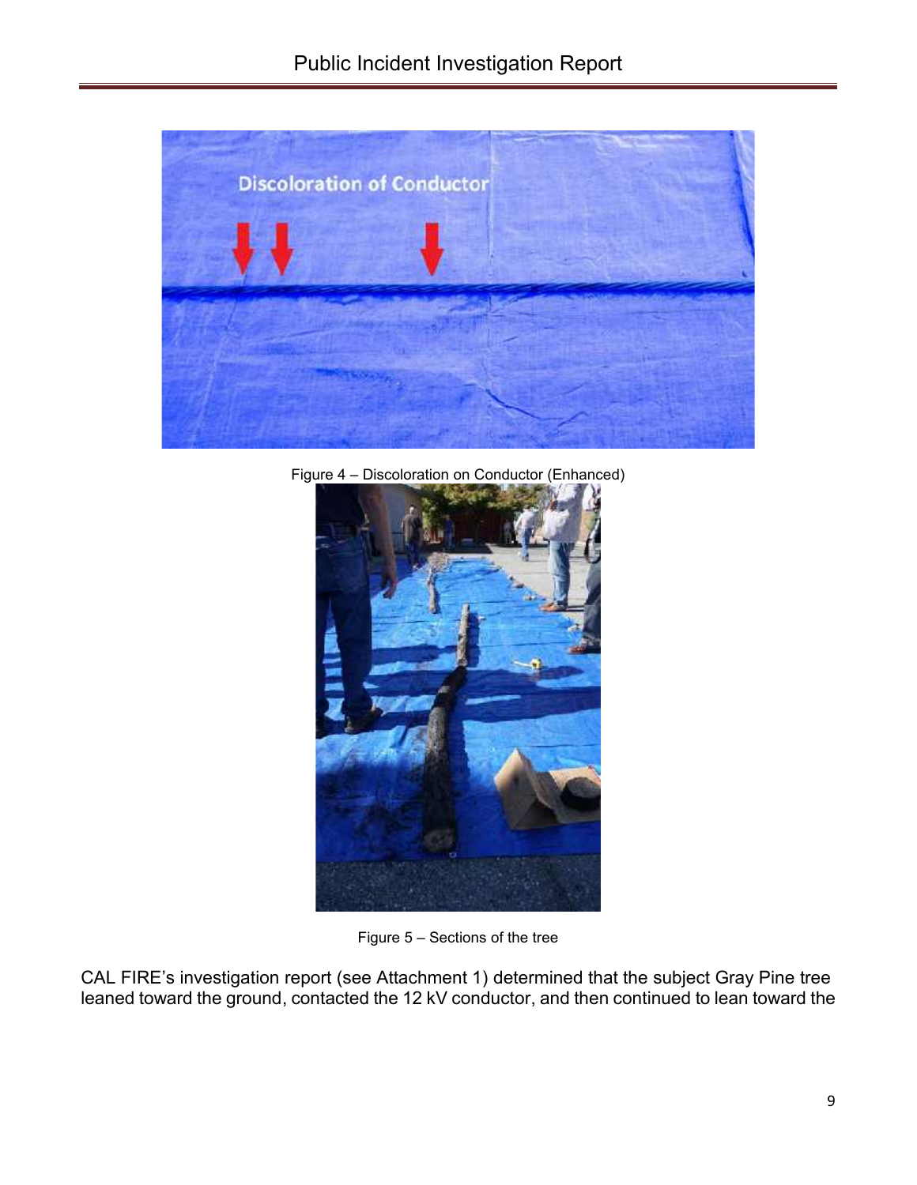Figure 4 – Discoloration on Conductor (Enhanced)

Figure 5 – Sections of the tree

CAL FIRE's investigation report (see Attachment 1) determined that the subject Gray Pine tree leaned toward the ground, contacted the 12 kV conductor, and then continued to lean toward the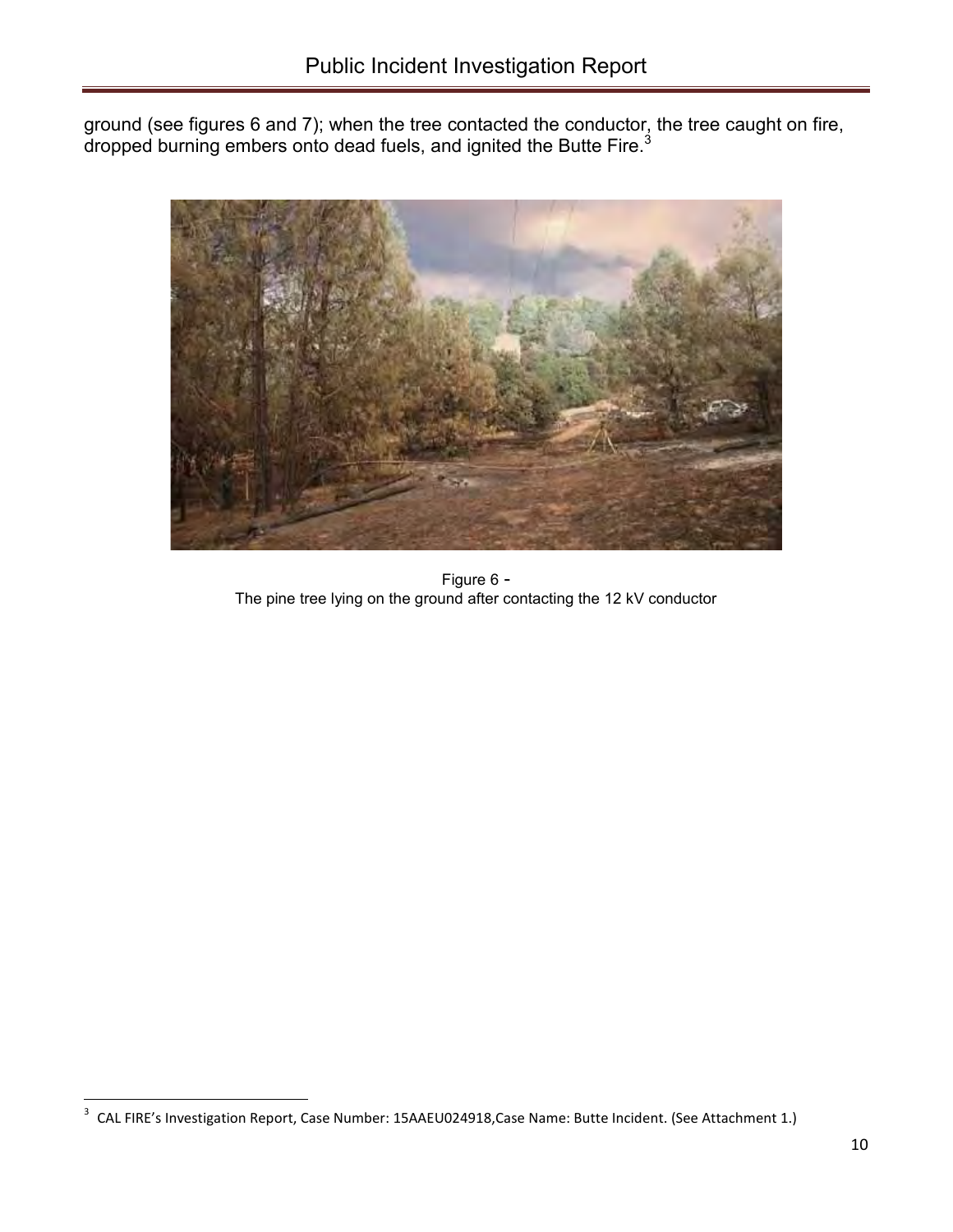ground (see figures 6 and 7); when the tree contacted the conductor, the tree caught on fire, dropped burning embers onto dead fuels, and ignited the Butte Fire.[3]

Figure 6 -
The pine tree lying on the ground after contacting the 12 kV conductor

[3] CAL FIRE's Investigation Report, Case Number: 15AAEU024918,Case Name: Butte Incident. (See Attachment 1.)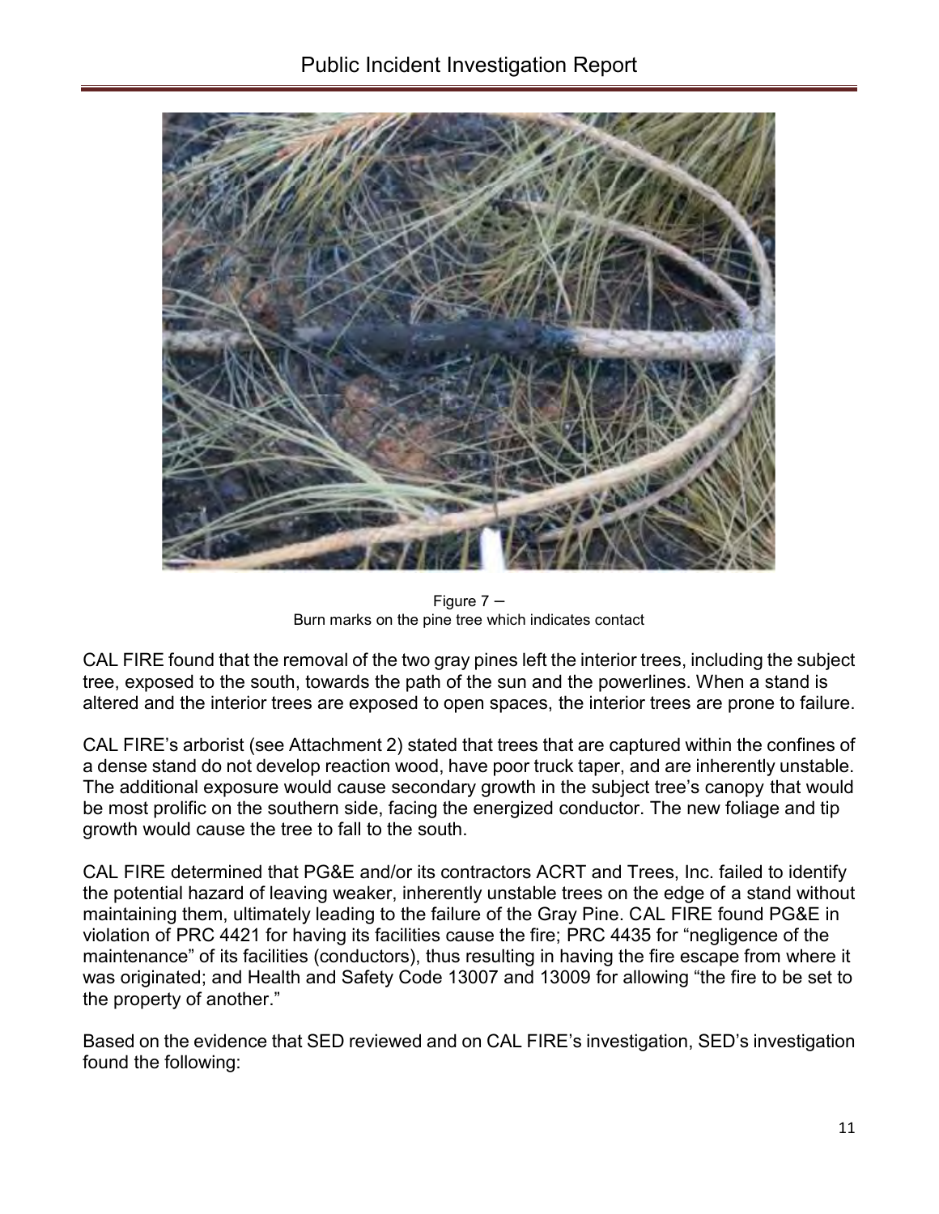Figure 7 –
Burn marks on the pine tree which indicates contact

CAL FIRE found that the removal of the two gray pines left the interior trees, including the subject tree, exposed to the south, towards the path of the sun and the powerlines. When a stand is altered and the interior trees are exposed to open spaces, the interior trees are prone to failure.

CAL FIRE's arborist (see Attachment 2) stated that trees that are captured within the confines of a dense stand do not develop reaction wood, have poor truck taper, and are inherently unstable. The additional exposure would cause secondary growth in the subject tree's canopy that would be most prolific on the southern side, facing the energized conductor. The new foliage and tip growth would cause the tree to fall to the south.

CAL FIRE determined that PG&E and/or its contractors ACRT and Trees, Inc. failed to identify the potential hazard of leaving weaker, inherently unstable trees on the edge of a stand without maintaining them, ultimately leading to the failure of the Gray Pine. CAL FIRE found PG&E in violation of PRC 4421 for having its facilities cause the fire; PRC 4435 for "negligence of the maintenance" of its facilities (conductors), thus resulting in having the fire escape from where it was originated; and Health and Safety Code 13007 and 13009 for allowing "the fire to be set to the property of another."

Based on the evidence that SED reviewed and on CAL FIRE's investigation, SED's investigation found the following: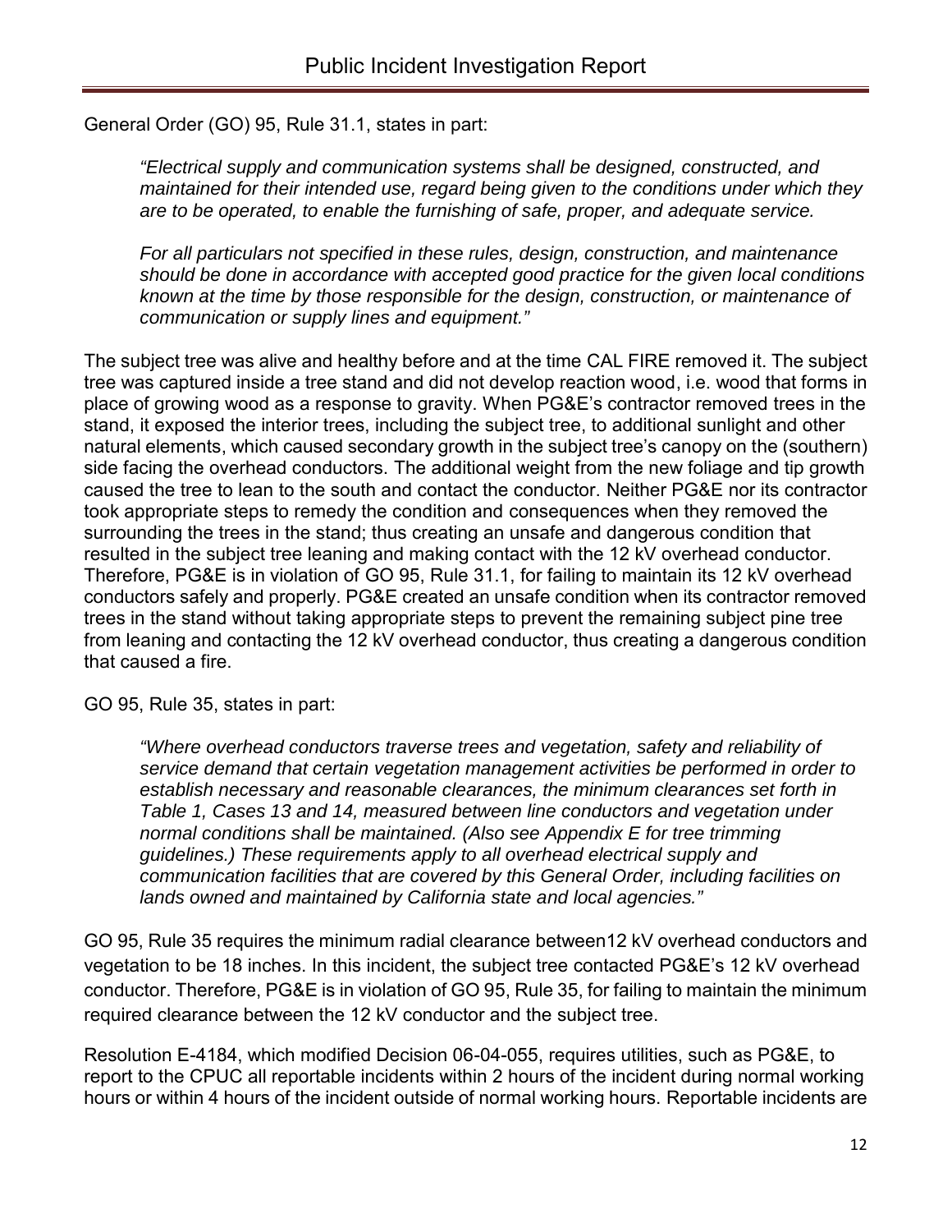General Order (GO) 95, Rule 31.1, states in part:

> *"Electrical supply and communication systems shall be designed, constructed, and maintained for their intended use, regard being given to the conditions under which they are to be operated, to enable the furnishing of safe, proper, and adequate service.*
>
> *For all particulars not specified in these rules, design, construction, and maintenance should be done in accordance with accepted good practice for the given local conditions known at the time by those responsible for the design, construction, or maintenance of communication or supply lines and equipment."*

The subject tree was alive and healthy before and at the time CAL FIRE removed it. The subject tree was captured inside a tree stand and did not develop reaction wood, i.e. wood that forms in place of growing wood as a response to gravity. When PG&E's contractor removed trees in the stand, it exposed the interior trees, including the subject tree, to additional sunlight and other natural elements, which caused secondary growth in the subject tree's canopy on the (southern) side facing the overhead conductors. The additional weight from the new foliage and tip growth caused the tree to lean to the south and contact the conductor. Neither PG&E nor its contractor took appropriate steps to remedy the condition and consequences when they removed the surrounding the trees in the stand; thus creating an unsafe and dangerous condition that resulted in the subject tree leaning and making contact with the 12 kV overhead conductor. Therefore, PG&E is in violation of GO 95, Rule 31.1, for failing to maintain its 12 kV overhead conductors safely and properly. PG&E created an unsafe condition when its contractor removed trees in the stand without taking appropriate steps to prevent the remaining subject pine tree from leaning and contacting the 12 kV overhead conductor, thus creating a dangerous condition that caused a fire.

GO 95, Rule 35, states in part:

> *"Where overhead conductors traverse trees and vegetation, safety and reliability of service demand that certain vegetation management activities be performed in order to establish necessary and reasonable clearances, the minimum clearances set forth in Table 1, Cases 13 and 14, measured between line conductors and vegetation under normal conditions shall be maintained. (Also see Appendix E for tree trimming guidelines.) These requirements apply to all overhead electrical supply and communication facilities that are covered by this General Order, including facilities on lands owned and maintained by California state and local agencies."*

GO 95, Rule 35 requires the minimum radial clearance between12 kV overhead conductors and vegetation to be 18 inches. In this incident, the subject tree contacted PG&E's 12 kV overhead conductor. Therefore, PG&E is in violation of GO 95, Rule 35, for failing to maintain the minimum required clearance between the 12 kV conductor and the subject tree.

Resolution E-4184, which modified Decision 06-04-055, requires utilities, such as PG&E, to report to the CPUC all reportable incidents within 2 hours of the incident during normal working hours or within 4 hours of the incident outside of normal working hours. Reportable incidents are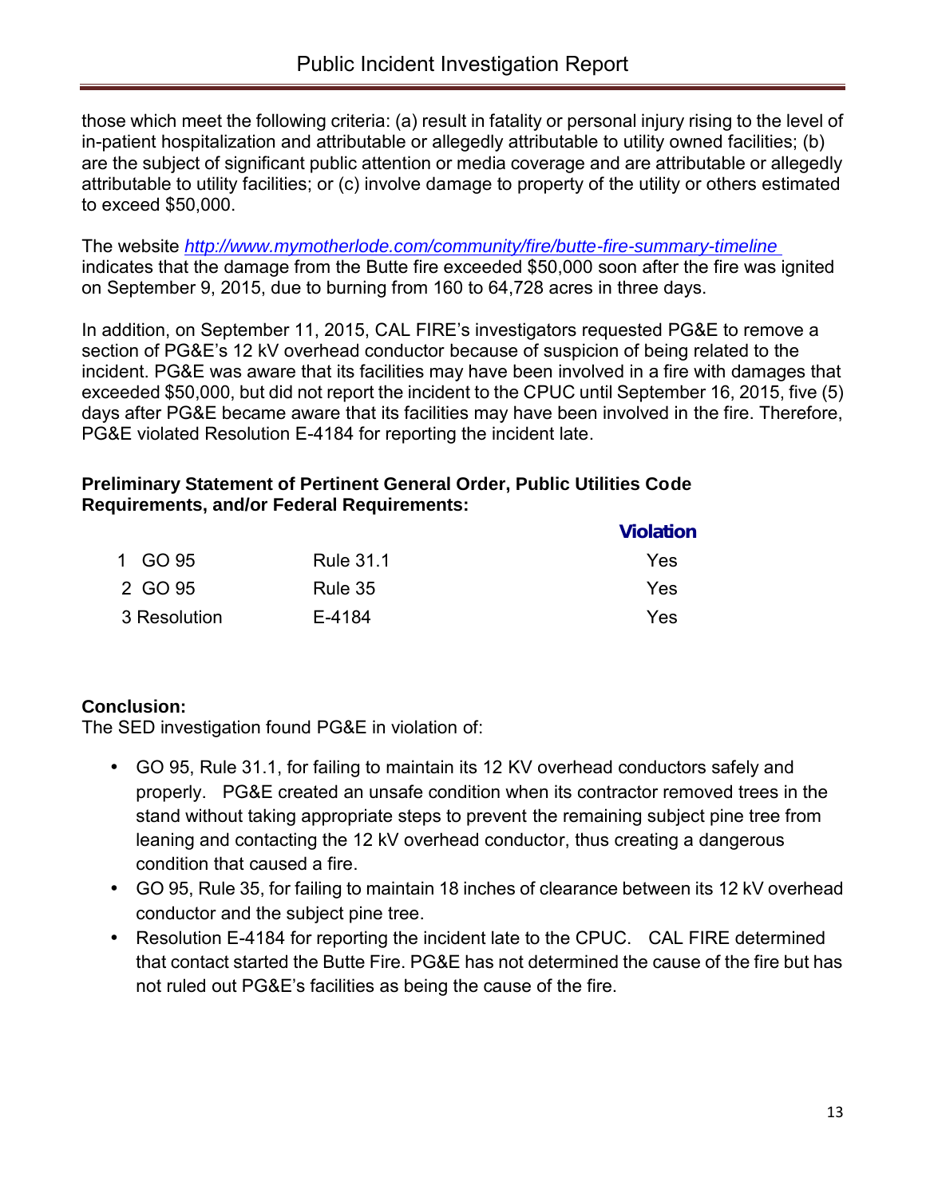those which meet the following criteria: (a) result in fatality or personal injury rising to the level of in-patient hospitalization and attributable or allegedly attributable to utility owned facilities; (b) are the subject of significant public attention or media coverage and are attributable or allegedly attributable to utility facilities; or (c) involve damage to property of the utility or others estimated to exceed $50,000.

The website *http://www.mymotherlode.com/community/fire/butte-fire-summary-timeline* indicates that the damage from the Butte fire exceeded $50,000 soon after the fire was ignited on September 9, 2015, due to burning from 160 to 64,728 acres in three days.

In addition, on September 11, 2015, CAL FIRE's investigators requested PG&E to remove a section of PG&E's 12 kV overhead conductor because of suspicion of being related to the incident. PG&E was aware that its facilities may have been involved in a fire with damages that exceeded $50,000, but did not report the incident to the CPUC until September 16, 2015, five (5) days after PG&E became aware that its facilities may have been involved in the fire. Therefore, PG&E violated Resolution E-4184 for reporting the incident late.

**Preliminary Statement of Pertinent General Order, Public Utilities Code Requirements, and/or Federal Requirements:**

| | | Violation |
|---|---|---|
| 1 GO 95 | Rule 31.1 | Yes |
| 2 GO 95 | Rule 35 | Yes |
| 3 Resolution | E-4184 | Yes |

**Conclusion:**
The SED investigation found PG&E in violation of:

- GO 95, Rule 31.1, for failing to maintain its 12 KV overhead conductors safely and properly. PG&E created an unsafe condition when its contractor removed trees in the stand without taking appropriate steps to prevent the remaining subject pine tree from leaning and contacting the 12 kV overhead conductor, thus creating a dangerous condition that caused a fire.
- GO 95, Rule 35, for failing to maintain 18 inches of clearance between its 12 kV overhead conductor and the subject pine tree.
- Resolution E-4184 for reporting the incident late to the CPUC. CAL FIRE determined that contact started the Butte Fire. PG&E has not determined the cause of the fire but has not ruled out PG&E's facilities as being the cause of the fire.